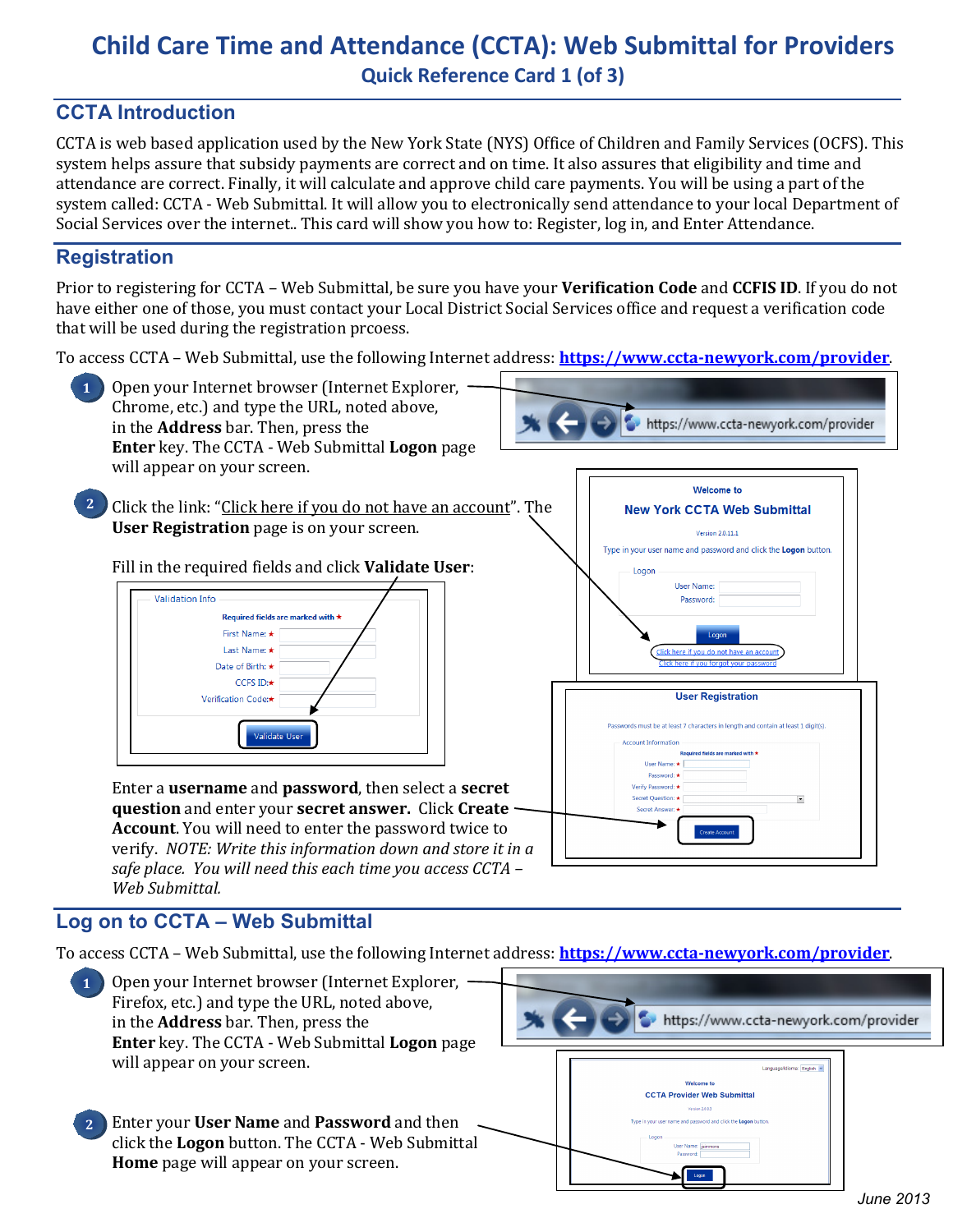# Child Care Time and Attendance (CCTA): Web Submittal for Providers

## Quick Reference Card 1 (of 3)

## CCTA Introduction

CCTA is web based application used by the New York State (NYS) Office of Children and Family Services (OCFS). This system helps assure that subsidy payments are correct and on time. It also assures that eligibility and time and attendance are correct. Finally, it will calculate and approve child care payments. You will be using a part of the system called: CCTA - Web Submittal. It will allow you to electronically send attendance to your local Department of Social Services over the internet.. This card will show you how to: Register, log in, and Enter Attendance.

## Registration

Prior to registering for CCTA – Web Submittal, be sure you have your **Verification Code** and **CCFIS ID**. If you do not have either one of those, you must contact your Local District Social Services office and request a verification code that will be used during the registration prcoess.

To access CCTA – Web Submittal, use the following Internet address: **https://www.ccta-newyork.com/provider**.

1. Open your Internet browser (Internet Explorer, Chrome, etc.) and type the URL, noted above, in the **Address** bar. Then, press the **Enter** key. The CCTA - Web Submittal **Logon** page will appear on your screen.

2. Click the link: "Click here if you do not have an account". The **User Registration** page is on your screen.

   Fill in the required fields and click **Validate User**:

   Enter a **username** and **password**, then select a **secret question** and enter your **secret answer.** Click **Create Account**. You will need to enter the password twice to verify. *NOTE: Write this information down and store it in a safe place. You will need this each time you access CCTA – Web Submittal.*

## Log on to CCTA – Web Submittal

To access CCTA – Web Submittal, use the following Internet address: **https://www.ccta-newyork.com/provider**.

1. Open your Internet browser (Internet Explorer, Firefox, etc.) and type the URL, noted above, in the **Address** bar. Then, press the **Enter** key. The CCTA - Web Submittal **Logon** page will appear on your screen.

2. Enter your **User Name** and **Password** and then click the **Logon** button. The CCTA - Web Submittal **Home** page will appear on your screen.

June 2013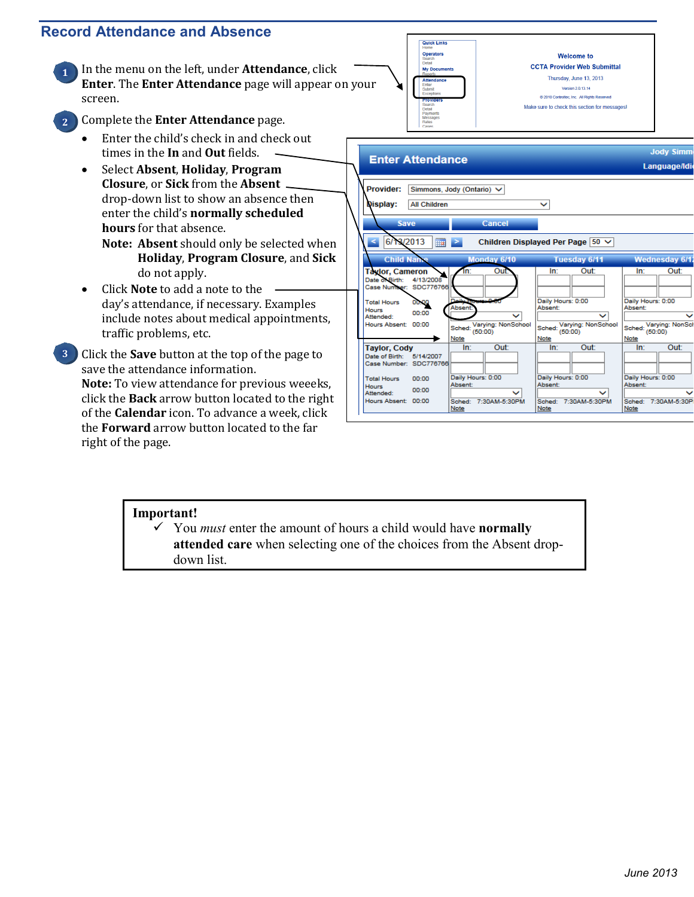## Record Attendance and Absence

1. In the menu on the left, under **Attendance**, click **Enter**. The **Enter Attendance** page will appear on your screen.

2. Complete the **Enter Attendance** page.
   - Enter the child's check in and check out times in the **In** and **Out** fields.
   - Select **Absent**, **Holiday**, **Program Closure**, or **Sick** from the **Absent** drop-down list to show an absence then enter the child's **normally scheduled hours** for that absence.

     **Note: Absent** should only be selected when **Holiday**, **Program Closure**, and **Sick** do not apply.
   - Click **Note** to add a note to the day's attendance, if necessary. Examples include notes about medical appointments, traffic problems, etc.

3. Click the **Save** button at the top of the page to save the attendance information.
   **Note:** To view attendance for previous weeeks, click the **Back** arrow button located to the right of the **Calendar** icon. To advance a week, click the **Forward** arrow button located to the far right of the page.

> **Important!**
> ✓ You *must* enter the amount of hours a child would have **normally attended care** when selecting one of the choices from the Absent drop-down list.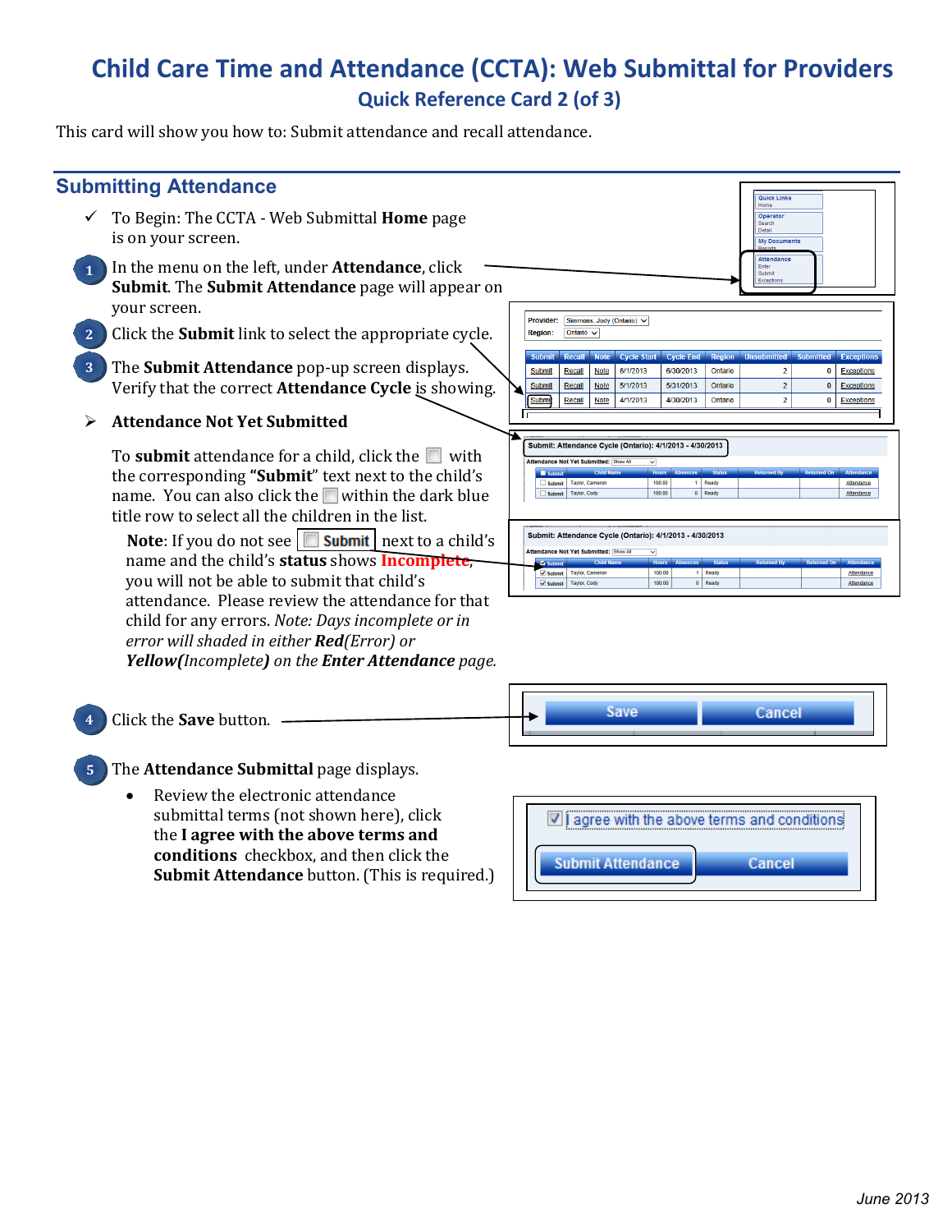# Child Care Time and Attendance (CCTA): Web Submittal for Providers

## Quick Reference Card 2 (of 3)

This card will show you how to: Submit attendance and recall attendance.

## Submitting Attendance

✓ To Begin: The CCTA - Web Submittal **Home** page is on your screen.

1. In the menu on the left, under **Attendance**, click **Submit**. The **Submit Attendance** page will appear on your screen.
2. Click the **Submit** link to select the appropriate cycle.
3. The **Submit Attendance** pop-up screen displays. Verify that the correct **Attendance Cycle** is showing.

➢ **Attendance Not Yet Submitted**

To **submit** attendance for a child, click the ☐ with the corresponding **"Submit"** text next to the child's name. You can also click the ☐ within the dark blue title row to select all the children in the list.

**Note**: If you do not see ☐ **Submit** next to a child's name and the child's **status** shows **Incomplete**, you will not be able to submit that child's attendance. Please review the attendance for that child for any errors. *Note: Days incomplete or in error will shaded in either* ***Red****(Error) or* ***Yellow****(Incomplete)* *on the* ***Enter Attendance*** *page.*

4. Click the **Save** button.
5. The **Attendance Submittal** page displays.
   - Review the electronic attendance submittal terms (not shown here), click the **I agree with the above terms and conditions** checkbox, and then click the **Submit Attendance** button. (This is required.)

June 2013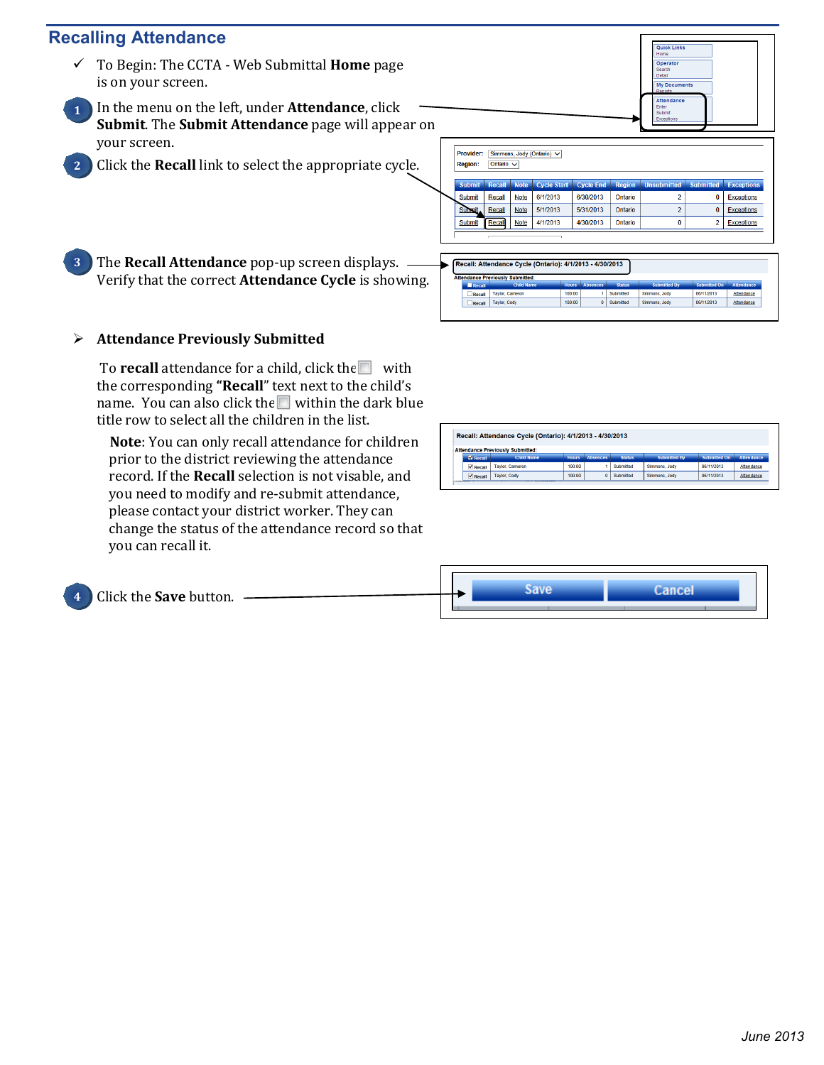## Recalling Attendance

- ✓ To Begin: The CCTA - Web Submittal **Home** page is on your screen.

1. In the menu on the left, under **Attendance**, click **Submit**. The **Submit Attendance** page will appear on your screen.
2. Click the **Recall** link to select the appropriate cycle.
3. The **Recall Attendance** pop-up screen displays. Verify that the correct **Attendance Cycle** is showing.

➢ **Attendance Previously Submitted**

To **recall** attendance for a child, click the ☐ with the corresponding **"Recall"** text next to the child's name. You can also click the ☐ within the dark blue title row to select all the children in the list.

**Note**: You can only recall attendance for children prior to the district reviewing the attendance record. If the **Recall** selection is not visable, and you need to modify and re-submit attendance, please contact your district worker. They can change the status of the attendance record so that you can recall it.

4. Click the **Save** button.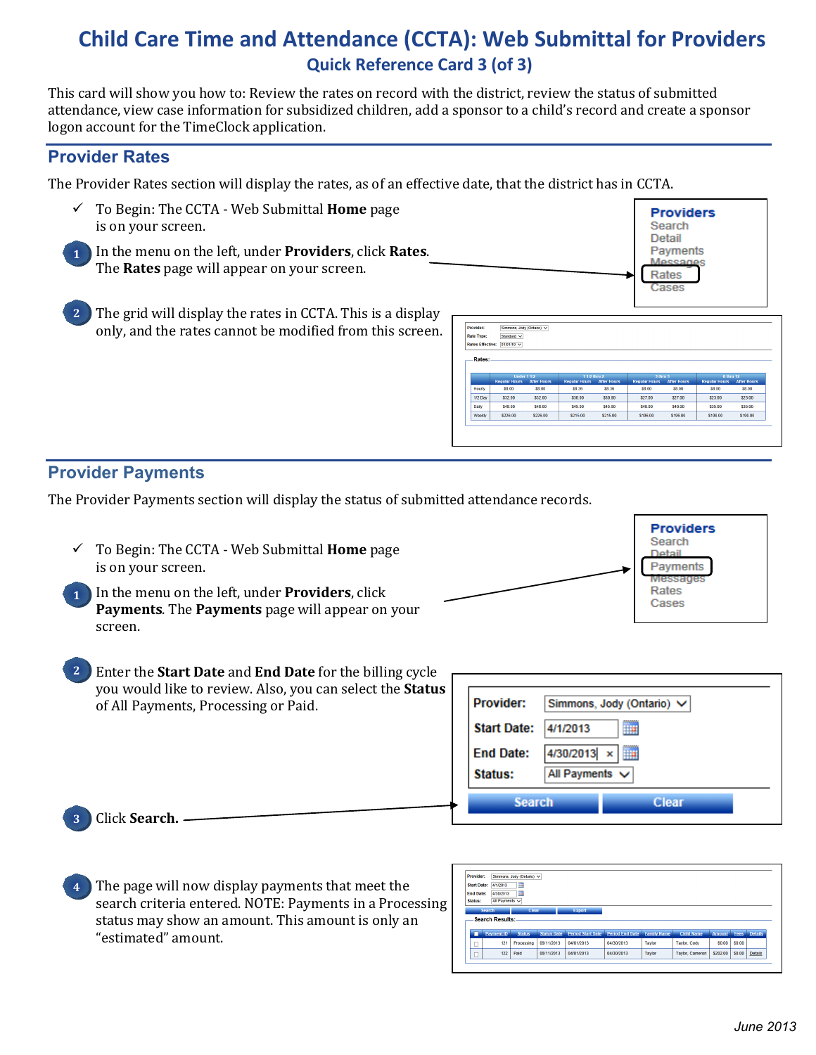# Child Care Time and Attendance (CCTA): Web Submittal for Providers

## Quick Reference Card 3 (of 3)

This card will show you how to: Review the rates on record with the district, review the status of submitted attendance, view case information for subsidized children, add a sponsor to a child's record and create a sponsor logon account for the TimeClock application.

## Provider Rates

The Provider Rates section will display the rates, as of an effective date, that the district has in CCTA.

✓ To Begin: The CCTA - Web Submittal **Home** page is on your screen.

1. In the menu on the left, under **Providers**, click **Rates**. The **Rates** page will appear on your screen.

2. The grid will display the rates in CCTA. This is a display only, and the rates cannot be modified from this screen.

## Provider Payments

The Provider Payments section will display the status of submitted attendance records.

✓ To Begin: The CCTA - Web Submittal **Home** page is on your screen.

1. In the menu on the left, under **Providers**, click **Payments**. The **Payments** page will appear on your screen.

2. Enter the **Start Date** and **End Date** for the billing cycle you would like to review. Also, you can select the **Status** of All Payments, Processing or Paid.

3. Click **Search.**

4. The page will now display payments that meet the search criteria entered. NOTE: Payments in a Processing status may show an amount. This amount is only an "estimated" amount.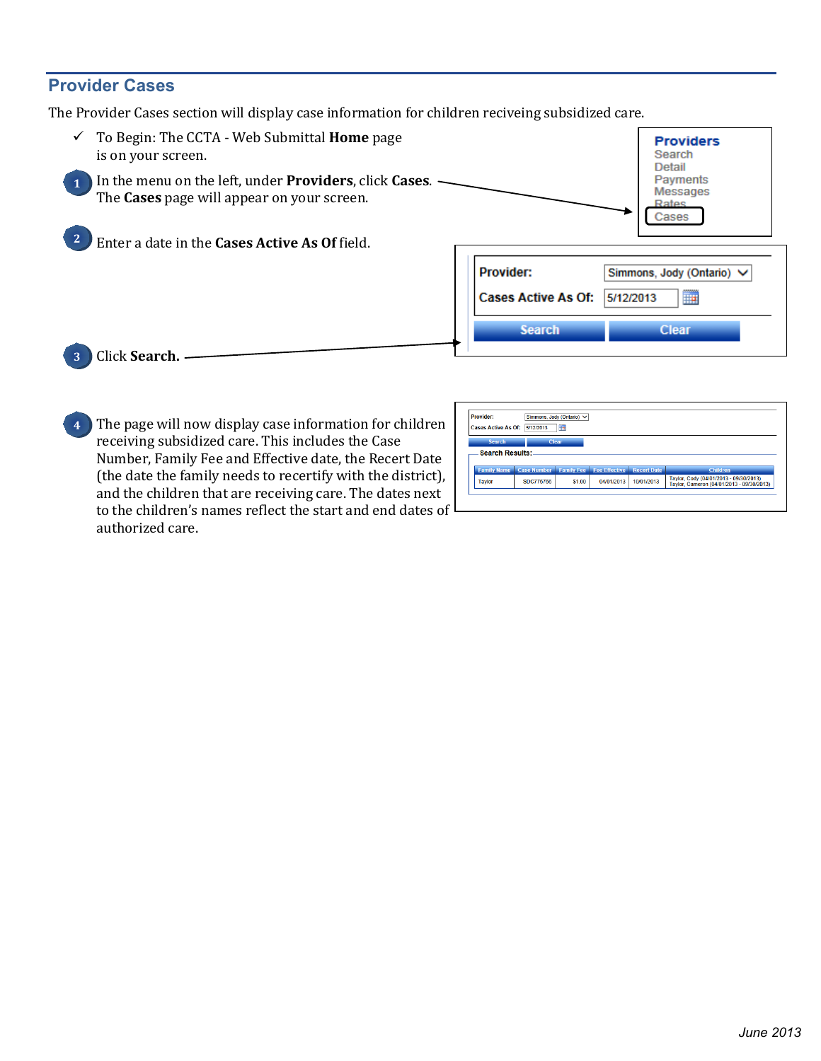## Provider Cases

The Provider Cases section will display case information for children reciveing subsidized care.

✓ To Begin: The CCTA - Web Submittal **Home** page is on your screen.

1. In the menu on the left, under **Providers**, click **Cases**. The **Cases** page will appear on your screen.

   **Providers**
   Search
   Detail
   Payments
   Messages
   Rates
   Cases

2. Enter a date in the **Cases Active As Of** field.

   **Provider:** Simmons, Jody (Ontario)
   **Cases Active As Of:** 5/12/2013
   Search | Clear

3. Click **Search.**

4. The page will now display case information for children receiving subsidized care. This includes the Case Number, Family Fee and Effective date, the Recert Date (the date the family needs to recertify with the district), and the children that are receiving care. The dates next to the children's names reflect the start and end dates of authorized care.

   Provider: Simmons, Jody (Ontario)
   Cases Active As Of: 5/12/2013
   Search | Clear
   Search Results:

| Family Name | Case Number | Family Fee | Fee Effective | Recert Date | Children |
|---|---|---|---|---|---|
| Taylor | SDC776766 | $1.00 | 04/01/2013 | 10/01/2013 | Taylor, Cody (04/01/2013 - 09/30/2013) Taylor, Cameron (04/01/2013 - 09/30/2013) |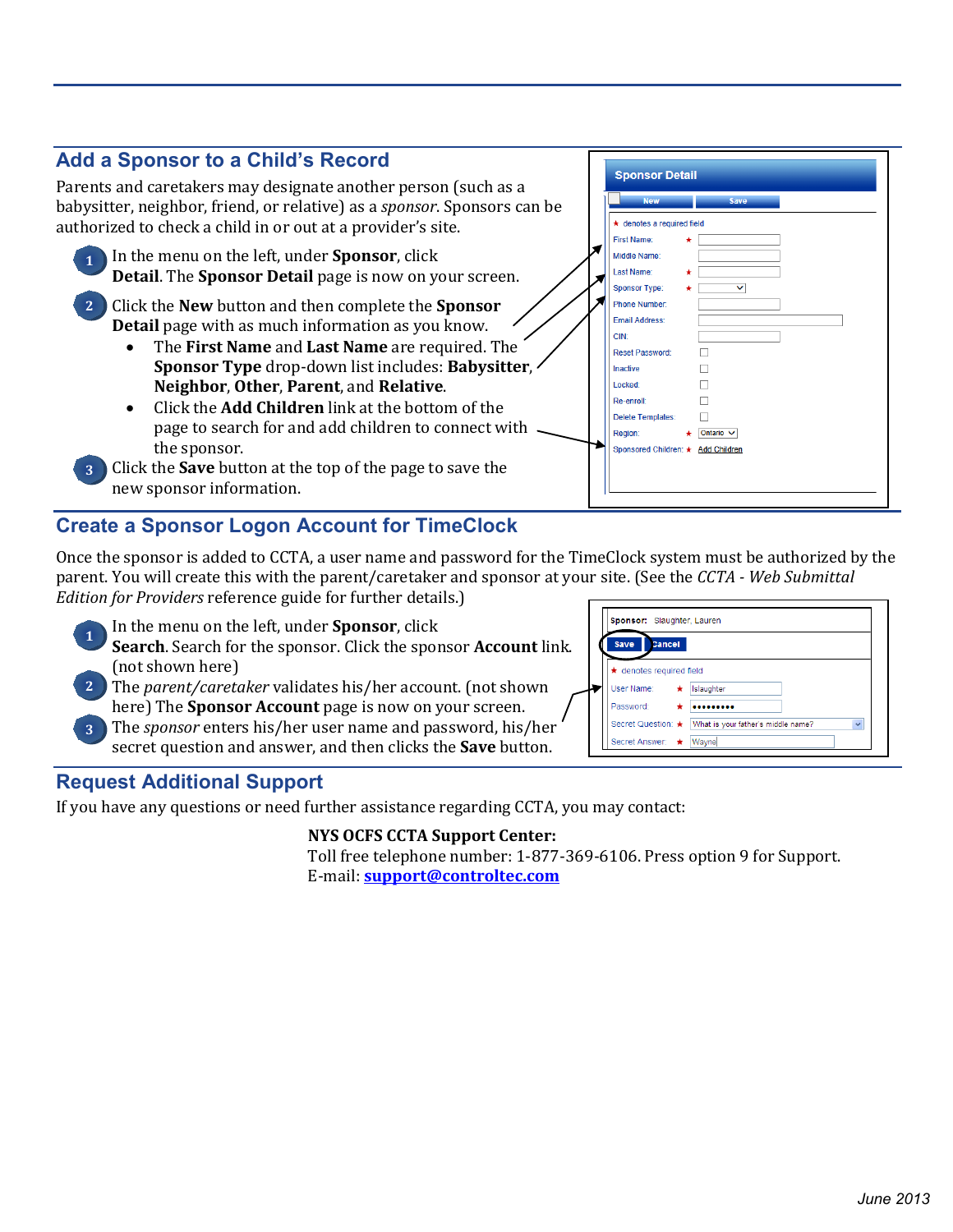## Add a Sponsor to a Child's Record

Parents and caretakers may designate another person (such as a babysitter, neighbor, friend, or relative) as a *sponsor*. Sponsors can be authorized to check a child in or out at a provider's site.

1. In the menu on the left, under **Sponsor**, click **Detail**. The **Sponsor Detail** page is now on your screen.
2. Click the **New** button and then complete the **Sponsor Detail** page with as much information as you know.
   - The **First Name** and **Last Name** are required. The **Sponsor Type** drop-down list includes: **Babysitter**, **Neighbor**, **Other**, **Parent**, and **Relative**.
   - Click the **Add Children** link at the bottom of the page to search for and add children to connect with the sponsor.
3. Click the **Save** button at the top of the page to save the new sponsor information.

## Create a Sponsor Logon Account for TimeClock

Once the sponsor is added to CCTA, a user name and password for the TimeClock system must be authorized by the parent. You will create this with the parent/caretaker and sponsor at your site. (See the *CCTA - Web Submittal Edition for Providers* reference guide for further details.)

1. In the menu on the left, under **Sponsor**, click **Search**. Search for the sponsor. Click the sponsor **Account** link. (not shown here)
2. The *parent/caretaker* validates his/her account. (not shown here) The **Sponsor Account** page is now on your screen.
3. The *sponsor* enters his/her user name and password, his/her secret question and answer, and then clicks the **Save** button.

## Request Additional Support

If you have any questions or need further assistance regarding CCTA, you may contact:

**NYS OCFS CCTA Support Center:**
Toll free telephone number: 1-877-369-6106. Press option 9 for Support.
E-mail: support@controltec.com

June 2013